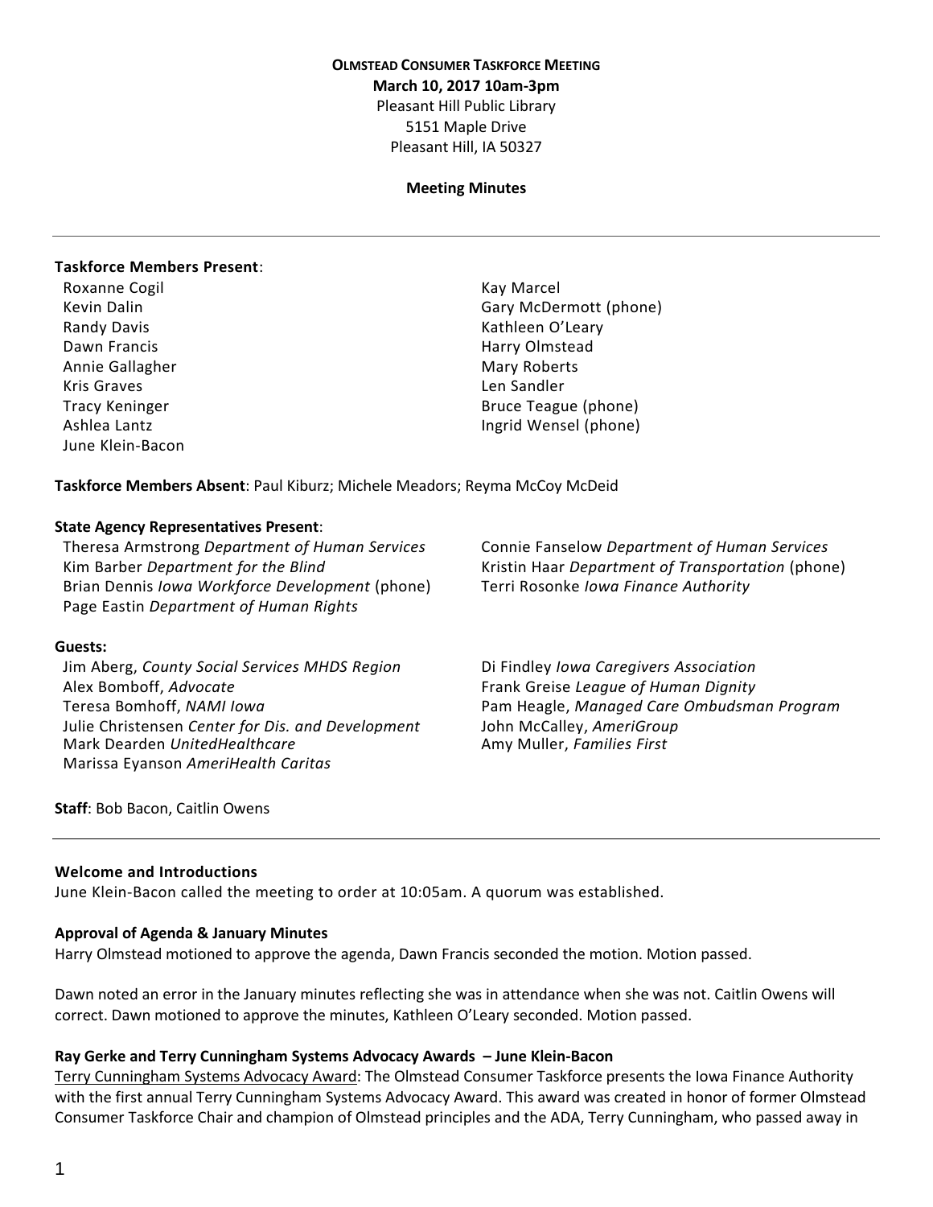**OLMSTEAD CONSUMER TASKFORCE MEETING**
**March 10, 2017 10am-3pm**
Pleasant Hill Public Library
5151 Maple Drive
Pleasant Hill, IA 50327

**Meeting Minutes**

---

**Taskforce Members Present**:

Roxanne Cogil
Kevin Dalin
Randy Davis
Dawn Francis
Annie Gallagher
Kris Graves
Tracy Keninger
Ashlea Lantz
June Klein-Bacon
Kay Marcel
Gary McDermott (phone)
Kathleen O'Leary
Harry Olmstead
Mary Roberts
Len Sandler
Bruce Teague (phone)
Ingrid Wensel (phone)

**Taskforce Members Absent**: Paul Kiburz; Michele Meadors; Reyma McCoy McDeid

**State Agency Representatives Present**:

Theresa Armstrong *Department of Human Services*
Kim Barber *Department for the Blind*
Brian Dennis *Iowa Workforce Development* (phone)
Page Eastin *Department of Human Rights*
Connie Fanselow *Department of Human Services*
Kristin Haar *Department of Transportation* (phone)
Terri Rosonke *Iowa Finance Authority*

**Guests:**

Jim Aberg, *County Social Services MHDS Region*
Alex Bomboff, *Advocate*
Teresa Bomhoff, *NAMI Iowa*
Julie Christensen *Center for Dis. and Development*
Mark Dearden *UnitedHealthcare*
Marissa Eyanson *AmeriHealth Caritas*
Di Findley *Iowa Caregivers Association*
Frank Greise *League of Human Dignity*
Pam Heagle, *Managed Care Ombudsman Program*
John McCalley, *AmeriGroup*
Amy Muller, *Families First*

**Staff**: Bob Bacon, Caitlin Owens

---

**Welcome and Introductions**

June Klein-Bacon called the meeting to order at 10:05am. A quorum was established.

**Approval of Agenda & January Minutes**

Harry Olmstead motioned to approve the agenda, Dawn Francis seconded the motion. Motion passed.

Dawn noted an error in the January minutes reflecting she was in attendance when she was not. Caitlin Owens will correct. Dawn motioned to approve the minutes, Kathleen O'Leary seconded. Motion passed.

**Ray Gerke and Terry Cunningham Systems Advocacy Awards – June Klein-Bacon**

Terry Cunningham Systems Advocacy Award: The Olmstead Consumer Taskforce presents the Iowa Finance Authority with the first annual Terry Cunningham Systems Advocacy Award. This award was created in honor of former Olmstead Consumer Taskforce Chair and champion of Olmstead principles and the ADA, Terry Cunningham, who passed away in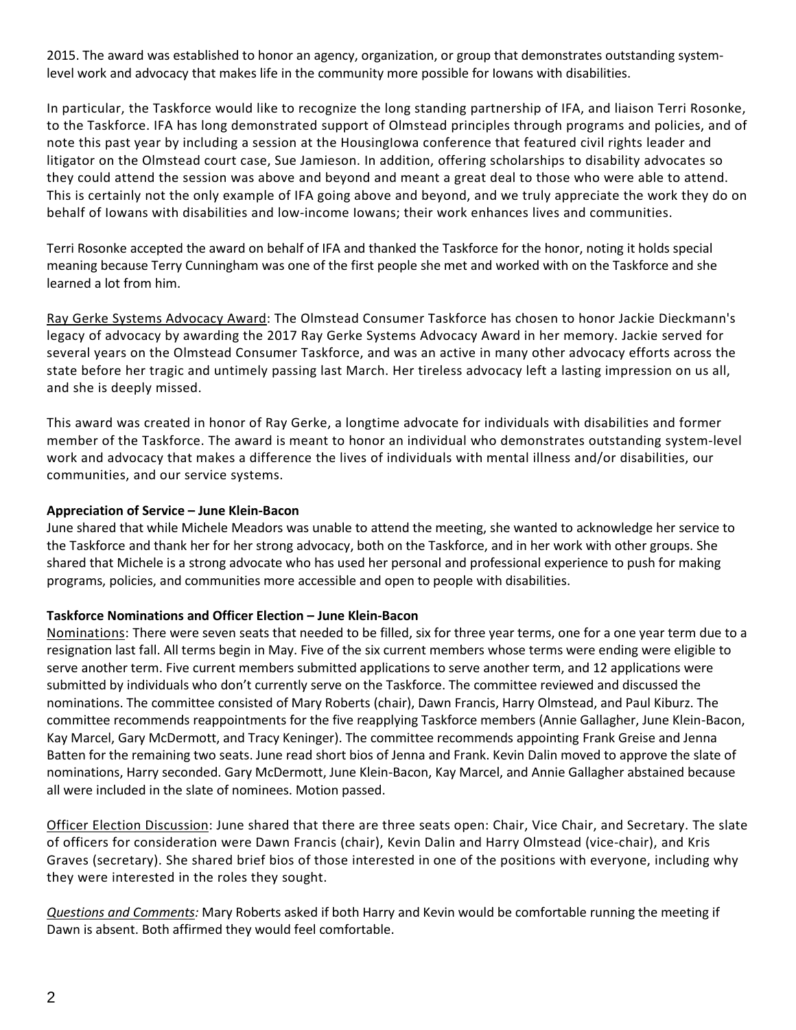2015. The award was established to honor an agency, organization, or group that demonstrates outstanding system-level work and advocacy that makes life in the community more possible for Iowans with disabilities.

In particular, the Taskforce would like to recognize the long standing partnership of IFA, and liaison Terri Rosonke, to the Taskforce. IFA has long demonstrated support of Olmstead principles through programs and policies, and of note this past year by including a session at the HousingIowa conference that featured civil rights leader and litigator on the Olmstead court case, Sue Jamieson. In addition, offering scholarships to disability advocates so they could attend the session was above and beyond and meant a great deal to those who were able to attend. This is certainly not the only example of IFA going above and beyond, and we truly appreciate the work they do on behalf of Iowans with disabilities and low-income Iowans; their work enhances lives and communities.

Terri Rosonke accepted the award on behalf of IFA and thanked the Taskforce for the honor, noting it holds special meaning because Terry Cunningham was one of the first people she met and worked with on the Taskforce and she learned a lot from him.

<u>Ray Gerke Systems Advocacy Award</u>: The Olmstead Consumer Taskforce has chosen to honor Jackie Dieckmann's legacy of advocacy by awarding the 2017 Ray Gerke Systems Advocacy Award in her memory. Jackie served for several years on the Olmstead Consumer Taskforce, and was an active in many other advocacy efforts across the state before her tragic and untimely passing last March. Her tireless advocacy left a lasting impression on us all, and she is deeply missed.

This award was created in honor of Ray Gerke, a longtime advocate for individuals with disabilities and former member of the Taskforce. The award is meant to honor an individual who demonstrates outstanding system-level work and advocacy that makes a difference the lives of individuals with mental illness and/or disabilities, our communities, and our service systems.

**Appreciation of Service – June Klein-Bacon**

June shared that while Michele Meadors was unable to attend the meeting, she wanted to acknowledge her service to the Taskforce and thank her for her strong advocacy, both on the Taskforce, and in her work with other groups. She shared that Michele is a strong advocate who has used her personal and professional experience to push for making programs, policies, and communities more accessible and open to people with disabilities.

**Taskforce Nominations and Officer Election – June Klein-Bacon**

<u>Nominations</u>: There were seven seats that needed to be filled, six for three year terms, one for a one year term due to a resignation last fall. All terms begin in May. Five of the six current members whose terms were ending were eligible to serve another term. Five current members submitted applications to serve another term, and 12 applications were submitted by individuals who don't currently serve on the Taskforce. The committee reviewed and discussed the nominations. The committee consisted of Mary Roberts (chair), Dawn Francis, Harry Olmstead, and Paul Kiburz. The committee recommends reappointments for the five reapplying Taskforce members (Annie Gallagher, June Klein-Bacon, Kay Marcel, Gary McDermott, and Tracy Keninger). The committee recommends appointing Frank Greise and Jenna Batten for the remaining two seats. June read short bios of Jenna and Frank. Kevin Dalin moved to approve the slate of nominations, Harry seconded. Gary McDermott, June Klein-Bacon, Kay Marcel, and Annie Gallagher abstained because all were included in the slate of nominees. Motion passed.

<u>Officer Election Discussion</u>: June shared that there are three seats open: Chair, Vice Chair, and Secretary. The slate of officers for consideration were Dawn Francis (chair), Kevin Dalin and Harry Olmstead (vice-chair), and Kris Graves (secretary). She shared brief bios of those interested in one of the positions with everyone, including why they were interested in the roles they sought.

*<u>Questions and Comments</u>:* Mary Roberts asked if both Harry and Kevin would be comfortable running the meeting if Dawn is absent. Both affirmed they would feel comfortable.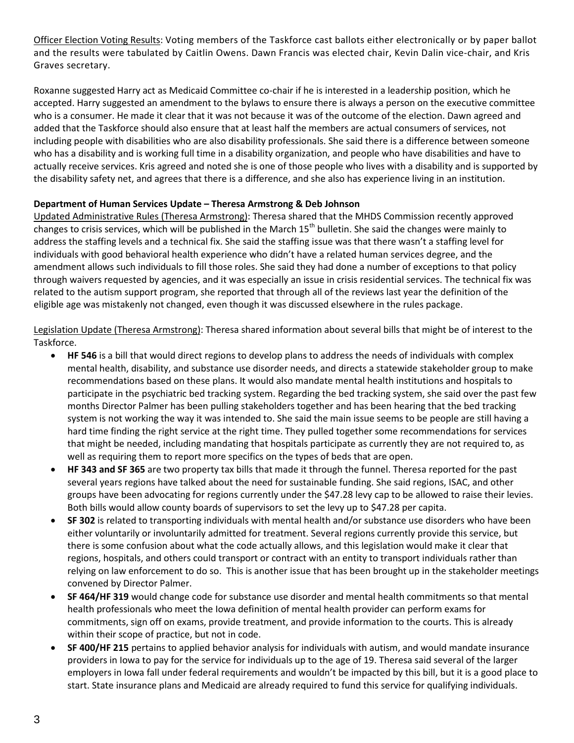Officer Election Voting Results: Voting members of the Taskforce cast ballots either electronically or by paper ballot and the results were tabulated by Caitlin Owens. Dawn Francis was elected chair, Kevin Dalin vice-chair, and Kris Graves secretary.

Roxanne suggested Harry act as Medicaid Committee co-chair if he is interested in a leadership position, which he accepted. Harry suggested an amendment to the bylaws to ensure there is always a person on the executive committee who is a consumer. He made it clear that it was not because it was of the outcome of the election. Dawn agreed and added that the Taskforce should also ensure that at least half the members are actual consumers of services, not including people with disabilities who are also disability professionals. She said there is a difference between someone who has a disability and is working full time in a disability organization, and people who have disabilities and have to actually receive services. Kris agreed and noted she is one of those people who lives with a disability and is supported by the disability safety net, and agrees that there is a difference, and she also has experience living in an institution.

**Department of Human Services Update – Theresa Armstrong & Deb Johnson**

Updated Administrative Rules (Theresa Armstrong): Theresa shared that the MHDS Commission recently approved changes to crisis services, which will be published in the March 15th bulletin. She said the changes were mainly to address the staffing levels and a technical fix. She said the staffing issue was that there wasn't a staffing level for individuals with good behavioral health experience who didn't have a related human services degree, and the amendment allows such individuals to fill those roles. She said they had done a number of exceptions to that policy through waivers requested by agencies, and it was especially an issue in crisis residential services. The technical fix was related to the autism support program, she reported that through all of the reviews last year the definition of the eligible age was mistakenly not changed, even though it was discussed elsewhere in the rules package.

Legislation Update (Theresa Armstrong): Theresa shared information about several bills that might be of interest to the Taskforce.

- **HF 546** is a bill that would direct regions to develop plans to address the needs of individuals with complex mental health, disability, and substance use disorder needs, and directs a statewide stakeholder group to make recommendations based on these plans. It would also mandate mental health institutions and hospitals to participate in the psychiatric bed tracking system. Regarding the bed tracking system, she said over the past few months Director Palmer has been pulling stakeholders together and has been hearing that the bed tracking system is not working the way it was intended to. She said the main issue seems to be people are still having a hard time finding the right service at the right time. They pulled together some recommendations for services that might be needed, including mandating that hospitals participate as currently they are not required to, as well as requiring them to report more specifics on the types of beds that are open.
- **HF 343 and SF 365** are two property tax bills that made it through the funnel. Theresa reported for the past several years regions have talked about the need for sustainable funding. She said regions, ISAC, and other groups have been advocating for regions currently under the $47.28 levy cap to be allowed to raise their levies. Both bills would allow county boards of supervisors to set the levy up to $47.28 per capita.
- **SF 302** is related to transporting individuals with mental health and/or substance use disorders who have been either voluntarily or involuntarily admitted for treatment. Several regions currently provide this service, but there is some confusion about what the code actually allows, and this legislation would make it clear that regions, hospitals, and others could transport or contract with an entity to transport individuals rather than relying on law enforcement to do so. This is another issue that has been brought up in the stakeholder meetings convened by Director Palmer.
- **SF 464/HF 319** would change code for substance use disorder and mental health commitments so that mental health professionals who meet the Iowa definition of mental health provider can perform exams for commitments, sign off on exams, provide treatment, and provide information to the courts. This is already within their scope of practice, but not in code.
- **SF 400/HF 215** pertains to applied behavior analysis for individuals with autism, and would mandate insurance providers in Iowa to pay for the service for individuals up to the age of 19. Theresa said several of the larger employers in Iowa fall under federal requirements and wouldn't be impacted by this bill, but it is a good place to start. State insurance plans and Medicaid are already required to fund this service for qualifying individuals.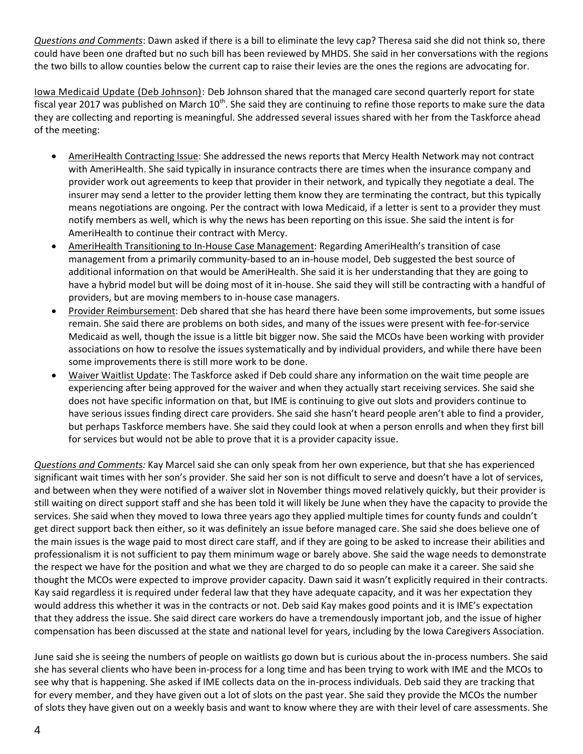*Questions and Comments*: Dawn asked if there is a bill to eliminate the levy cap? Theresa said she did not think so, there could have been one drafted but no such bill has been reviewed by MHDS. She said in her conversations with the regions the two bills to allow counties below the current cap to raise their levies are the ones the regions are advocating for.

Iowa Medicaid Update (Deb Johnson): Deb Johnson shared that the managed care second quarterly report for state fiscal year 2017 was published on March 10th. She said they are continuing to refine those reports to make sure the data they are collecting and reporting is meaningful. She addressed several issues shared with her from the Taskforce ahead of the meeting:

- AmeriHealth Contracting Issue: She addressed the news reports that Mercy Health Network may not contract with AmeriHealth. She said typically in insurance contracts there are times when the insurance company and provider work out agreements to keep that provider in their network, and typically they negotiate a deal. The insurer may send a letter to the provider letting them know they are terminating the contract, but this typically means negotiations are ongoing. Per the contract with Iowa Medicaid, if a letter is sent to a provider they must notify members as well, which is why the news has been reporting on this issue. She said the intent is for AmeriHealth to continue their contract with Mercy.
- AmeriHealth Transitioning to In-House Case Management: Regarding AmeriHealth's transition of case management from a primarily community-based to an in-house model, Deb suggested the best source of additional information on that would be AmeriHealth. She said it is her understanding that they are going to have a hybrid model but will be doing most of it in-house. She said they will still be contracting with a handful of providers, but are moving members to in-house case managers.
- Provider Reimbursement: Deb shared that she has heard there have been some improvements, but some issues remain. She said there are problems on both sides, and many of the issues were present with fee-for-service Medicaid as well, though the issue is a little bit bigger now. She said the MCOs have been working with provider associations on how to resolve the issues systematically and by individual providers, and while there have been some improvements there is still more work to be done.
- Waiver Waitlist Update: The Taskforce asked if Deb could share any information on the wait time people are experiencing after being approved for the waiver and when they actually start receiving services. She said she does not have specific information on that, but IME is continuing to give out slots and providers continue to have serious issues finding direct care providers. She said she hasn't heard people aren't able to find a provider, but perhaps Taskforce members have. She said they could look at when a person enrolls and when they first bill for services but would not be able to prove that it is a provider capacity issue.

*Questions and Comments:* Kay Marcel said she can only speak from her own experience, but that she has experienced significant wait times with her son's provider. She said her son is not difficult to serve and doesn't have a lot of services, and between when they were notified of a waiver slot in November things moved relatively quickly, but their provider is still waiting on direct support staff and she has been told it will likely be June when they have the capacity to provide the services. She said when they moved to Iowa three years ago they applied multiple times for county funds and couldn't get direct support back then either, so it was definitely an issue before managed care. She said she does believe one of the main issues is the wage paid to most direct care staff, and if they are going to be asked to increase their abilities and professionalism it is not sufficient to pay them minimum wage or barely above. She said the wage needs to demonstrate the respect we have for the position and what we they are charged to do so people can make it a career. She said she thought the MCOs were expected to improve provider capacity. Dawn said it wasn't explicitly required in their contracts. Kay said regardless it is required under federal law that they have adequate capacity, and it was her expectation they would address this whether it was in the contracts or not. Deb said Kay makes good points and it is IME's expectation that they address the issue. She said direct care workers do have a tremendously important job, and the issue of higher compensation has been discussed at the state and national level for years, including by the Iowa Caregivers Association.

June said she is seeing the numbers of people on waitlists go down but is curious about the in-process numbers. She said she has several clients who have been in-process for a long time and has been trying to work with IME and the MCOs to see why that is happening. She asked if IME collects data on the in-process individuals. Deb said they are tracking that for every member, and they have given out a lot of slots on the past year. She said they provide the MCOs the number of slots they have given out on a weekly basis and want to know where they are with their level of care assessments. She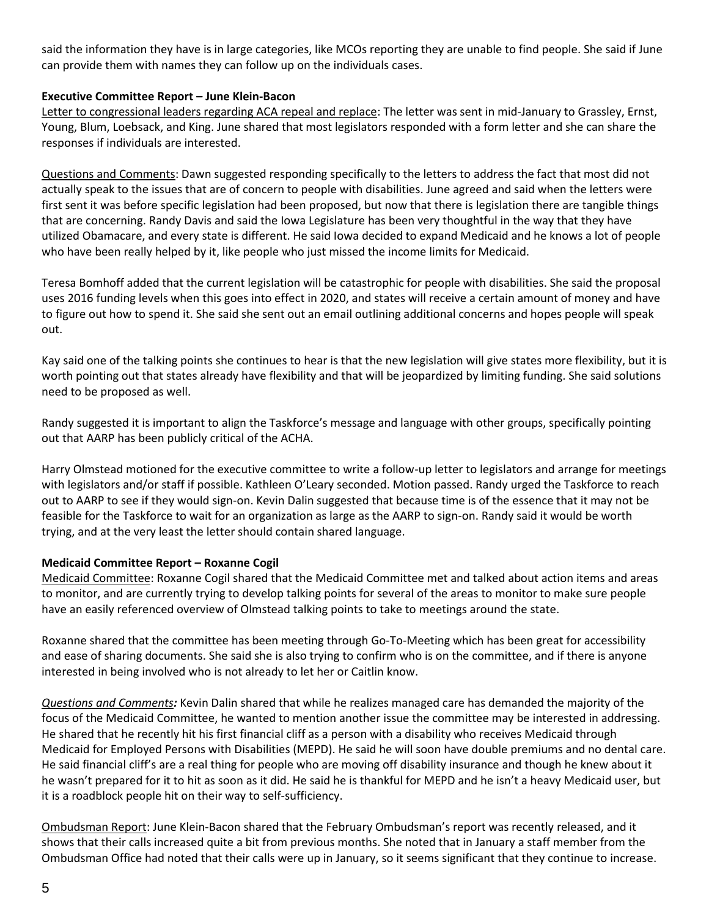said the information they have is in large categories, like MCOs reporting they are unable to find people. She said if June can provide them with names they can follow up on the individuals cases.

**Executive Committee Report – June Klein-Bacon**

Letter to congressional leaders regarding ACA repeal and replace: The letter was sent in mid-January to Grassley, Ernst, Young, Blum, Loebsack, and King. June shared that most legislators responded with a form letter and she can share the responses if individuals are interested.

Questions and Comments: Dawn suggested responding specifically to the letters to address the fact that most did not actually speak to the issues that are of concern to people with disabilities. June agreed and said when the letters were first sent it was before specific legislation had been proposed, but now that there is legislation there are tangible things that are concerning. Randy Davis and said the Iowa Legislature has been very thoughtful in the way that they have utilized Obamacare, and every state is different. He said Iowa decided to expand Medicaid and he knows a lot of people who have been really helped by it, like people who just missed the income limits for Medicaid.

Teresa Bomhoff added that the current legislation will be catastrophic for people with disabilities. She said the proposal uses 2016 funding levels when this goes into effect in 2020, and states will receive a certain amount of money and have to figure out how to spend it. She said she sent out an email outlining additional concerns and hopes people will speak out.

Kay said one of the talking points she continues to hear is that the new legislation will give states more flexibility, but it is worth pointing out that states already have flexibility and that will be jeopardized by limiting funding. She said solutions need to be proposed as well.

Randy suggested it is important to align the Taskforce's message and language with other groups, specifically pointing out that AARP has been publicly critical of the ACHA.

Harry Olmstead motioned for the executive committee to write a follow-up letter to legislators and arrange for meetings with legislators and/or staff if possible. Kathleen O'Leary seconded. Motion passed. Randy urged the Taskforce to reach out to AARP to see if they would sign-on. Kevin Dalin suggested that because time is of the essence that it may not be feasible for the Taskforce to wait for an organization as large as the AARP to sign-on. Randy said it would be worth trying, and at the very least the letter should contain shared language.

**Medicaid Committee Report – Roxanne Cogil**

Medicaid Committee: Roxanne Cogil shared that the Medicaid Committee met and talked about action items and areas to monitor, and are currently trying to develop talking points for several of the areas to monitor to make sure people have an easily referenced overview of Olmstead talking points to take to meetings around the state.

Roxanne shared that the committee has been meeting through Go-To-Meeting which has been great for accessibility and ease of sharing documents. She said she is also trying to confirm who is on the committee, and if there is anyone interested in being involved who is not already to let her or Caitlin know.

*Questions and Comments:* Kevin Dalin shared that while he realizes managed care has demanded the majority of the focus of the Medicaid Committee, he wanted to mention another issue the committee may be interested in addressing. He shared that he recently hit his first financial cliff as a person with a disability who receives Medicaid through Medicaid for Employed Persons with Disabilities (MEPD). He said he will soon have double premiums and no dental care. He said financial cliff's are a real thing for people who are moving off disability insurance and though he knew about it he wasn't prepared for it to hit as soon as it did. He said he is thankful for MEPD and he isn't a heavy Medicaid user, but it is a roadblock people hit on their way to self-sufficiency.

Ombudsman Report: June Klein-Bacon shared that the February Ombudsman's report was recently released, and it shows that their calls increased quite a bit from previous months. She noted that in January a staff member from the Ombudsman Office had noted that their calls were up in January, so it seems significant that they continue to increase.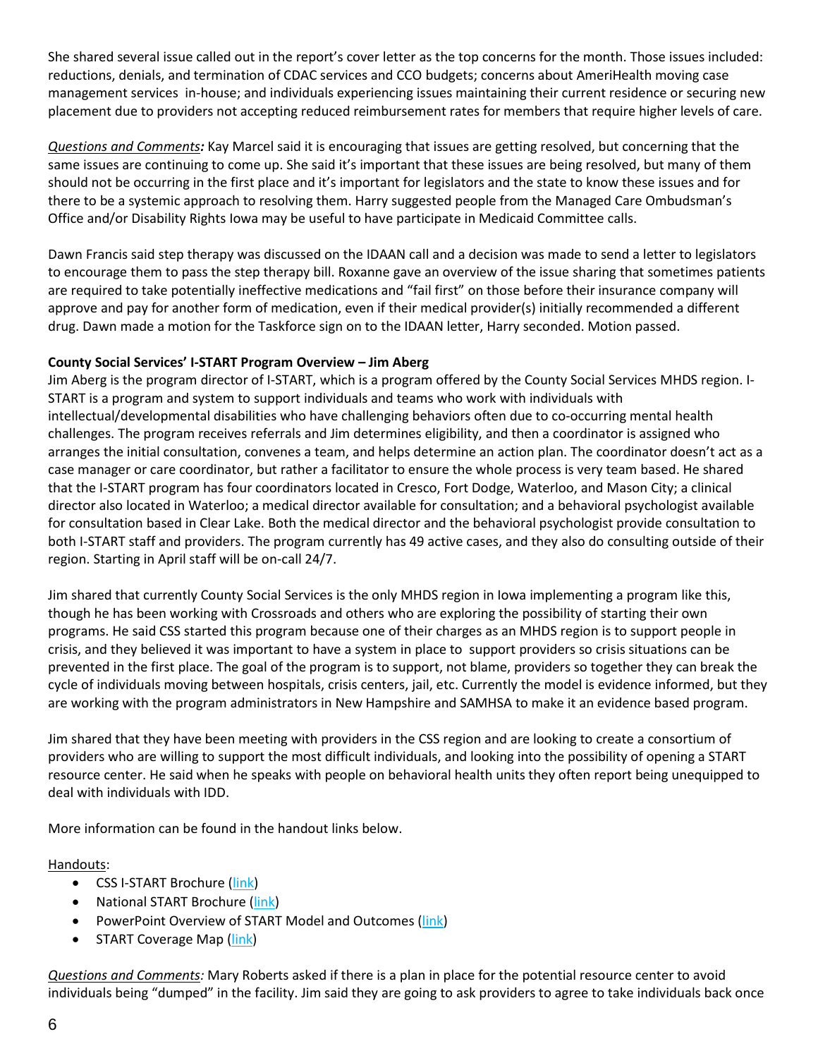She shared several issue called out in the report's cover letter as the top concerns for the month. Those issues included: reductions, denials, and termination of CDAC services and CCO budgets; concerns about AmeriHealth moving case management services in-house; and individuals experiencing issues maintaining their current residence or securing new placement due to providers not accepting reduced reimbursement rates for members that require higher levels of care.

*Questions and Comments:* Kay Marcel said it is encouraging that issues are getting resolved, but concerning that the same issues are continuing to come up. She said it's important that these issues are being resolved, but many of them should not be occurring in the first place and it's important for legislators and the state to know these issues and for there to be a systemic approach to resolving them. Harry suggested people from the Managed Care Ombudsman's Office and/or Disability Rights Iowa may be useful to have participate in Medicaid Committee calls.

Dawn Francis said step therapy was discussed on the IDAAN call and a decision was made to send a letter to legislators to encourage them to pass the step therapy bill. Roxanne gave an overview of the issue sharing that sometimes patients are required to take potentially ineffective medications and "fail first" on those before their insurance company will approve and pay for another form of medication, even if their medical provider(s) initially recommended a different drug. Dawn made a motion for the Taskforce sign on to the IDAAN letter, Harry seconded. Motion passed.

**County Social Services' I-START Program Overview – Jim Aberg**

Jim Aberg is the program director of I-START, which is a program offered by the County Social Services MHDS region. I-START is a program and system to support individuals and teams who work with individuals with intellectual/developmental disabilities who have challenging behaviors often due to co-occurring mental health challenges. The program receives referrals and Jim determines eligibility, and then a coordinator is assigned who arranges the initial consultation, convenes a team, and helps determine an action plan. The coordinator doesn't act as a case manager or care coordinator, but rather a facilitator to ensure the whole process is very team based. He shared that the I-START program has four coordinators located in Cresco, Fort Dodge, Waterloo, and Mason City; a clinical director also located in Waterloo; a medical director available for consultation; and a behavioral psychologist available for consultation based in Clear Lake. Both the medical director and the behavioral psychologist provide consultation to both I-START staff and providers. The program currently has 49 active cases, and they also do consulting outside of their region. Starting in April staff will be on-call 24/7.

Jim shared that currently County Social Services is the only MHDS region in Iowa implementing a program like this, though he has been working with Crossroads and others who are exploring the possibility of starting their own programs. He said CSS started this program because one of their charges as an MHDS region is to support people in crisis, and they believed it was important to have a system in place to support providers so crisis situations can be prevented in the first place. The goal of the program is to support, not blame, providers so together they can break the cycle of individuals moving between hospitals, crisis centers, jail, etc. Currently the model is evidence informed, but they are working with the program administrators in New Hampshire and SAMHSA to make it an evidence based program.

Jim shared that they have been meeting with providers in the CSS region and are looking to create a consortium of providers who are willing to support the most difficult individuals, and looking into the possibility of opening a START resource center. He said when he speaks with people on behavioral health units they often report being unequipped to deal with individuals with IDD.

More information can be found in the handout links below.

Handouts:

- CSS I-START Brochure (link)
- National START Brochure (link)
- PowerPoint Overview of START Model and Outcomes (link)
- START Coverage Map (link)

*Questions and Comments:* Mary Roberts asked if there is a plan in place for the potential resource center to avoid individuals being "dumped" in the facility. Jim said they are going to ask providers to agree to take individuals back once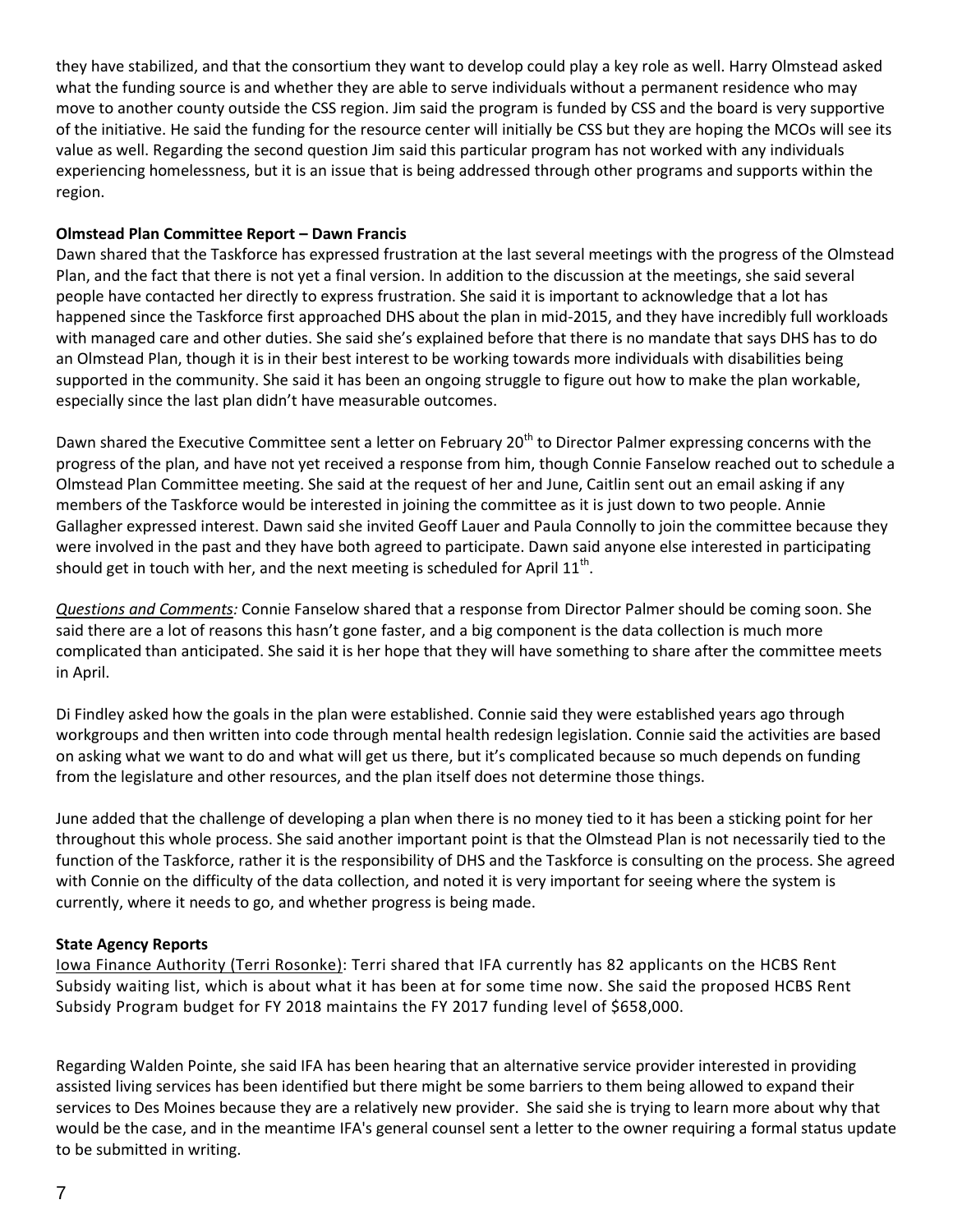they have stabilized, and that the consortium they want to develop could play a key role as well. Harry Olmstead asked what the funding source is and whether they are able to serve individuals without a permanent residence who may move to another county outside the CSS region. Jim said the program is funded by CSS and the board is very supportive of the initiative. He said the funding for the resource center will initially be CSS but they are hoping the MCOs will see its value as well. Regarding the second question Jim said this particular program has not worked with any individuals experiencing homelessness, but it is an issue that is being addressed through other programs and supports within the region.

**Olmstead Plan Committee Report – Dawn Francis**

Dawn shared that the Taskforce has expressed frustration at the last several meetings with the progress of the Olmstead Plan, and the fact that there is not yet a final version. In addition to the discussion at the meetings, she said several people have contacted her directly to express frustration. She said it is important to acknowledge that a lot has happened since the Taskforce first approached DHS about the plan in mid-2015, and they have incredibly full workloads with managed care and other duties. She said she's explained before that there is no mandate that says DHS has to do an Olmstead Plan, though it is in their best interest to be working towards more individuals with disabilities being supported in the community. She said it has been an ongoing struggle to figure out how to make the plan workable, especially since the last plan didn't have measurable outcomes.

Dawn shared the Executive Committee sent a letter on February 20th to Director Palmer expressing concerns with the progress of the plan, and have not yet received a response from him, though Connie Fanselow reached out to schedule a Olmstead Plan Committee meeting. She said at the request of her and June, Caitlin sent out an email asking if any members of the Taskforce would be interested in joining the committee as it is just down to two people. Annie Gallagher expressed interest. Dawn said she invited Geoff Lauer and Paula Connolly to join the committee because they were involved in the past and they have both agreed to participate. Dawn said anyone else interested in participating should get in touch with her, and the next meeting is scheduled for April 11th.

*Questions and Comments:* Connie Fanselow shared that a response from Director Palmer should be coming soon. She said there are a lot of reasons this hasn't gone faster, and a big component is the data collection is much more complicated than anticipated. She said it is her hope that they will have something to share after the committee meets in April.

Di Findley asked how the goals in the plan were established. Connie said they were established years ago through workgroups and then written into code through mental health redesign legislation. Connie said the activities are based on asking what we want to do and what will get us there, but it's complicated because so much depends on funding from the legislature and other resources, and the plan itself does not determine those things.

June added that the challenge of developing a plan when there is no money tied to it has been a sticking point for her throughout this whole process. She said another important point is that the Olmstead Plan is not necessarily tied to the function of the Taskforce, rather it is the responsibility of DHS and the Taskforce is consulting on the process. She agreed with Connie on the difficulty of the data collection, and noted it is very important for seeing where the system is currently, where it needs to go, and whether progress is being made.

**State Agency Reports**

Iowa Finance Authority (Terri Rosonke): Terri shared that IFA currently has 82 applicants on the HCBS Rent Subsidy waiting list, which is about what it has been at for some time now. She said the proposed HCBS Rent Subsidy Program budget for FY 2018 maintains the FY 2017 funding level of $658,000.

Regarding Walden Pointe, she said IFA has been hearing that an alternative service provider interested in providing assisted living services has been identified but there might be some barriers to them being allowed to expand their services to Des Moines because they are a relatively new provider. She said she is trying to learn more about why that would be the case, and in the meantime IFA's general counsel sent a letter to the owner requiring a formal status update to be submitted in writing.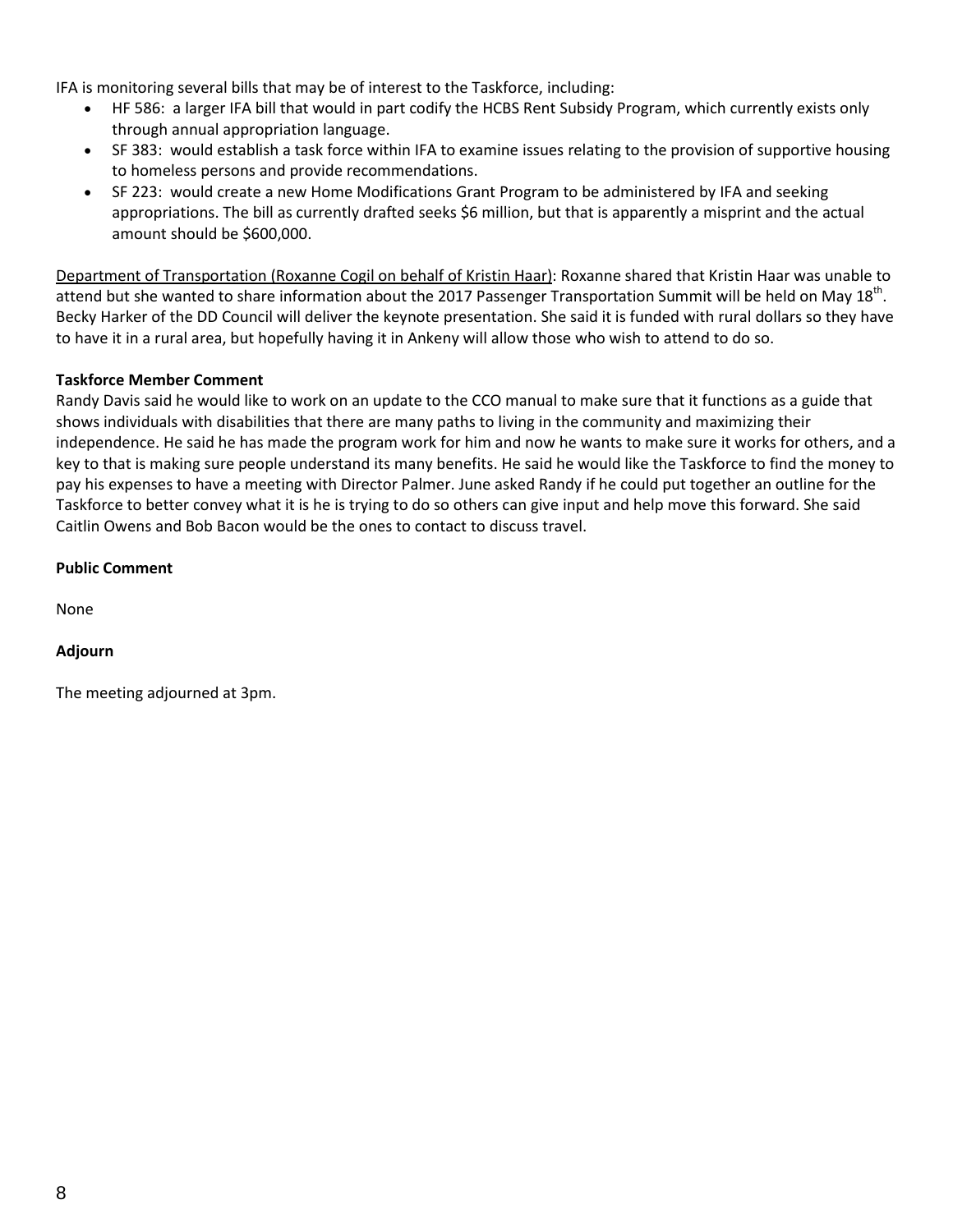IFA is monitoring several bills that may be of interest to the Taskforce, including:

- HF 586: a larger IFA bill that would in part codify the HCBS Rent Subsidy Program, which currently exists only through annual appropriation language.
- SF 383: would establish a task force within IFA to examine issues relating to the provision of supportive housing to homeless persons and provide recommendations.
- SF 223: would create a new Home Modifications Grant Program to be administered by IFA and seeking appropriations. The bill as currently drafted seeks $6 million, but that is apparently a misprint and the actual amount should be $600,000.

Department of Transportation (Roxanne Cogil on behalf of Kristin Haar): Roxanne shared that Kristin Haar was unable to attend but she wanted to share information about the 2017 Passenger Transportation Summit will be held on May 18th. Becky Harker of the DD Council will deliver the keynote presentation. She said it is funded with rural dollars so they have to have it in a rural area, but hopefully having it in Ankeny will allow those who wish to attend to do so.

**Taskforce Member Comment**

Randy Davis said he would like to work on an update to the CCO manual to make sure that it functions as a guide that shows individuals with disabilities that there are many paths to living in the community and maximizing their independence. He said he has made the program work for him and now he wants to make sure it works for others, and a key to that is making sure people understand its many benefits. He said he would like the Taskforce to find the money to pay his expenses to have a meeting with Director Palmer. June asked Randy if he could put together an outline for the Taskforce to better convey what it is he is trying to do so others can give input and help move this forward. She said Caitlin Owens and Bob Bacon would be the ones to contact to discuss travel.

**Public Comment**

None

**Adjourn**

The meeting adjourned at 3pm.